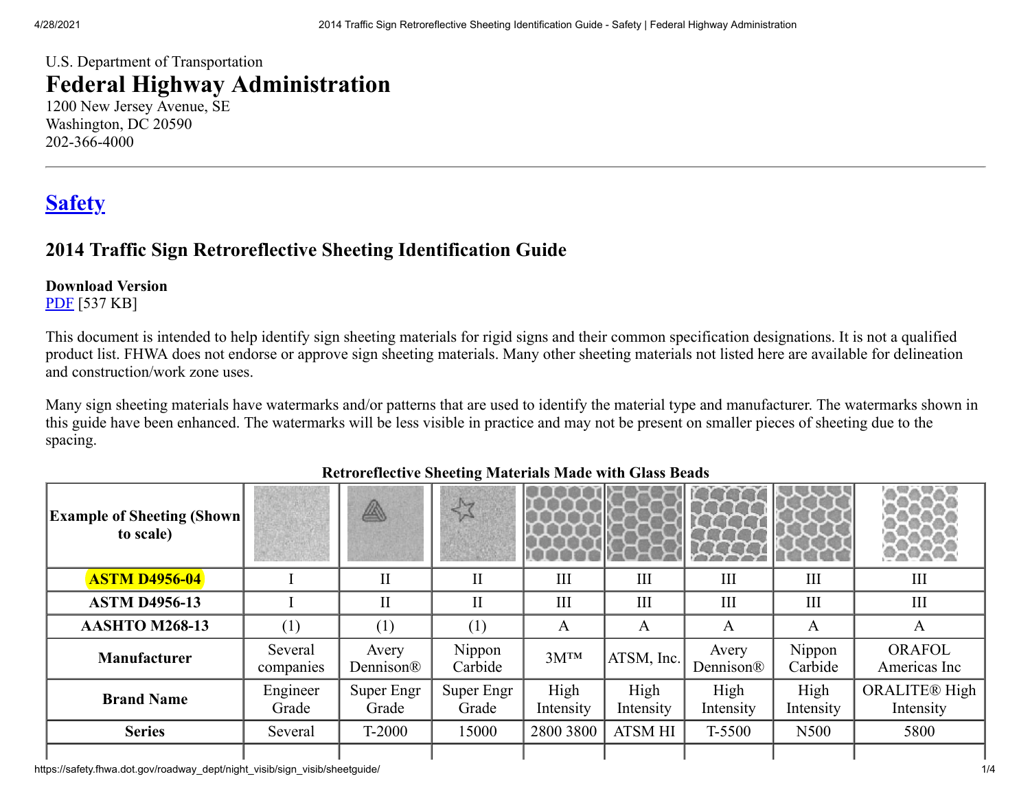U.S. Department of Transportation
# Federal Highway Administration
1200 New Jersey Avenue, SE
Washington, DC 20590
202-366-4000

## Safety

## 2014 Traffic Sign Retroreflective Sheeting Identification Guide

**Download Version**
PDF [537 KB]

This document is intended to help identify sign sheeting materials for rigid signs and their common specification designations. It is not a qualified product list. FHWA does not endorse or approve sign sheeting materials. Many other sheeting materials not listed here are available for delineation and construction/work zone uses.

Many sign sheeting materials have watermarks and/or patterns that are used to identify the material type and manufacturer. The watermarks shown in this guide have been enhanced. The watermarks will be less visible in practice and may not be present on smaller pieces of sheeting due to the spacing.

**Retroreflective Sheeting Materials Made with Glass Beads**

| **Example of Sheeting (Shown to scale)** | | | | | | | | |
|---|---|---|---|---|---|---|---|---|
| **ASTM D4956-04** | I | II | II | III | III | III | III | III |
| **ASTM D4956-13** | I | II | II | III | III | III | III | III |
| **AASHTO M268-13** | (1) | (1) | (1) | A | A | A | A | A |
| **Manufacturer** | Several companies | Avery Dennison® | Nippon Carbide | 3M™ | ATSM, Inc. | Avery Dennison® | Nippon Carbide | ORAFOL Americas Inc |
| **Brand Name** | Engineer Grade | Super Engr Grade | Super Engr Grade | High Intensity | High Intensity | High Intensity | High Intensity | ORALITE® High Intensity |
| **Series** | Several | T-2000 | 15000 | 2800 3800 | ATSM HI | T-5500 | N500 | 5800 |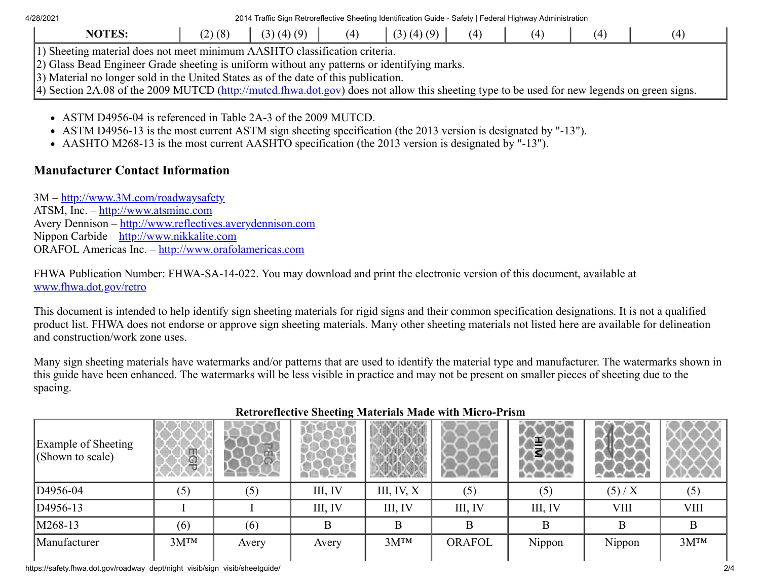| NOTES: | (2) (8) | (3) (4) (9) | (4) | (3) (4) (9) | (4) | (4) | (4) | (4) |
|---|---|---|---|---|---|---|---|---|

1) Sheeting material does not meet minimum AASHTO classification criteria.
2) Glass Bead Engineer Grade sheeting is uniform without any patterns or identifying marks.
3) Material no longer sold in the United States as of the date of this publication.
4) Section 2A.08 of the 2009 MUTCD (http://mutcd.fhwa.dot.gov) does not allow this sheeting type to be used for new legends on green signs.

- ASTM D4956-04 is referenced in Table 2A-3 of the 2009 MUTCD.
- ASTM D4956-13 is the most current ASTM sign sheeting specification (the 2013 version is designated by "-13").
- AASHTO M268-13 is the most current AASHTO specification (the 2013 version is designated by "-13").

## Manufacturer Contact Information

3M – http://www.3M.com/roadwaysafety
ATSM, Inc. – http://www.atsminc.com
Avery Dennison – http://www.reflectives.averydennison.com
Nippon Carbide – http://www.nikkalite.com
ORAFOL Americas Inc. – http://www.orafolamericas.com

FHWA Publication Number: FHWA-SA-14-022. You may download and print the electronic version of this document, available at www.fhwa.dot.gov/retro

This document is intended to help identify sign sheeting materials for rigid signs and their common specification designations. It is not a qualified product list. FHWA does not endorse or approve sign sheeting materials. Many other sheeting materials not listed here are available for delineation and construction/work zone uses.

Many sign sheeting materials have watermarks and/or patterns that are used to identify the material type and manufacturer. The watermarks shown in this guide have been enhanced. The watermarks will be less visible in practice and may not be present on smaller pieces of sheeting due to the spacing.

**Retroreflective Sheeting Materials Made with Micro-Prism**

| Example of Sheeting (Shown to scale) | | | | | | | | |
|---|---|---|---|---|---|---|---|---|
| D4956-04 | (5) | (5) | III, IV | III, IV, X | (5) | (5) | (5) / X | (5) |
| D4956-13 | I | I | III, IV | III, IV | III, IV | III, IV | VIII | VIII |
| M268-13 | (6) | (6) | B | B | B | B | B | B |
| Manufacturer | 3M™ | Avery | Avery | 3M™ | ORAFOL | Nippon | Nippon | 3M™ |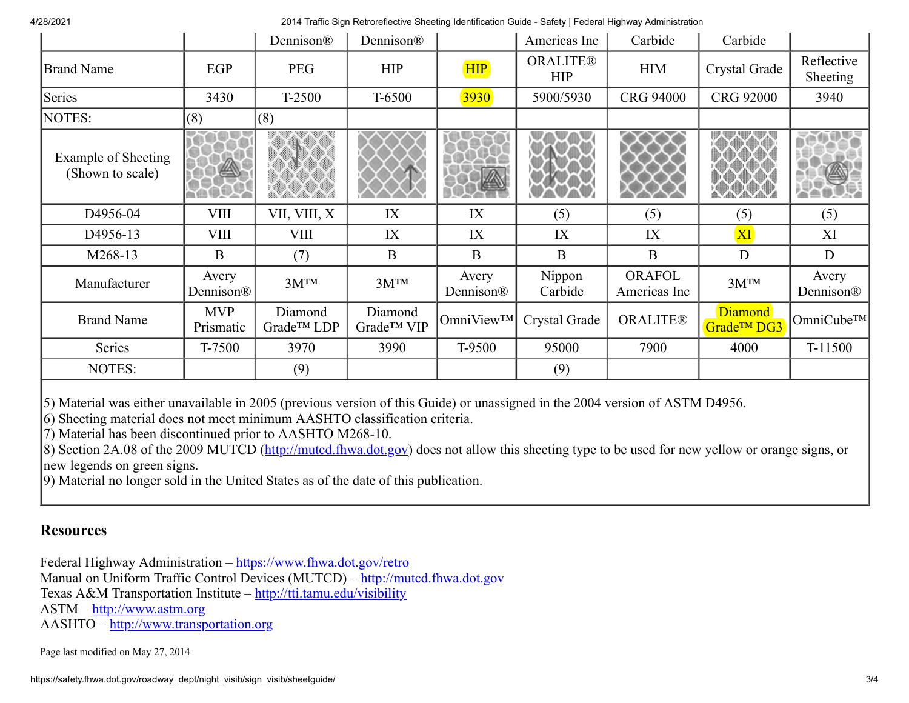|  |  | Dennison® | Dennison® |  | Americas Inc | Carbide | Carbide |  |
|---|---|---|---|---|---|---|---|---|
| Brand Name | EGP | PEG | HIP | HIP | ORALITE® HIP | HIM | Crystal Grade | Reflective Sheeting |
| Series | 3430 | T-2500 | T-6500 | 3930 | 5900/5930 | CRG 94000 | CRG 92000 | 3940 |
| NOTES: | (8) | (8) |  |  |  |  |  |  |
| Example of Sheeting (Shown to scale) |  |  |  |  |  |  |  |  |
| D4956-04 | VIII | VII, VIII, X | IX | IX | (5) | (5) | (5) | (5) |
| D4956-13 | VIII | VIII | IX | IX | IX | IX | XI | XI |
| M268-13 | B | (7) | B | B | B | B | D | D |
| Manufacturer | Avery Dennison® | 3M™ | 3M™ | Avery Dennison® | Nippon Carbide | ORAFOL Americas Inc | 3M™ | Avery Dennison® |
| Brand Name | MVP Prismatic | Diamond Grade™ LDP | Diamond Grade™ VIP | OmniView™ | Crystal Grade | ORALITE® | Diamond Grade™ DG3 | OmniCube™ |
| Series | T-7500 | 3970 | 3990 | T-9500 | 95000 | 7900 | 4000 | T-11500 |
| NOTES: |  | (9) |  |  | (9) |  |  |  |

5) Material was either unavailable in 2005 (previous version of this Guide) or unassigned in the 2004 version of ASTM D4956.
6) Sheeting material does not meet minimum AASHTO classification criteria.
7) Material has been discontinued prior to AASHTO M268-10.
8) Section 2A.08 of the 2009 MUTCD (http://mutcd.fhwa.dot.gov) does not allow this sheeting type to be used for new yellow or orange signs, or new legends on green signs.
9) Material no longer sold in the United States as of the date of this publication.

## Resources

Federal Highway Administration – https://www.fhwa.dot.gov/retro
Manual on Uniform Traffic Control Devices (MUTCD) – http://mutcd.fhwa.dot.gov
Texas A&M Transportation Institute – http://tti.tamu.edu/visibility
ASTM – http://www.astm.org
AASHTO – http://www.transportation.org

Page last modified on May 27, 2014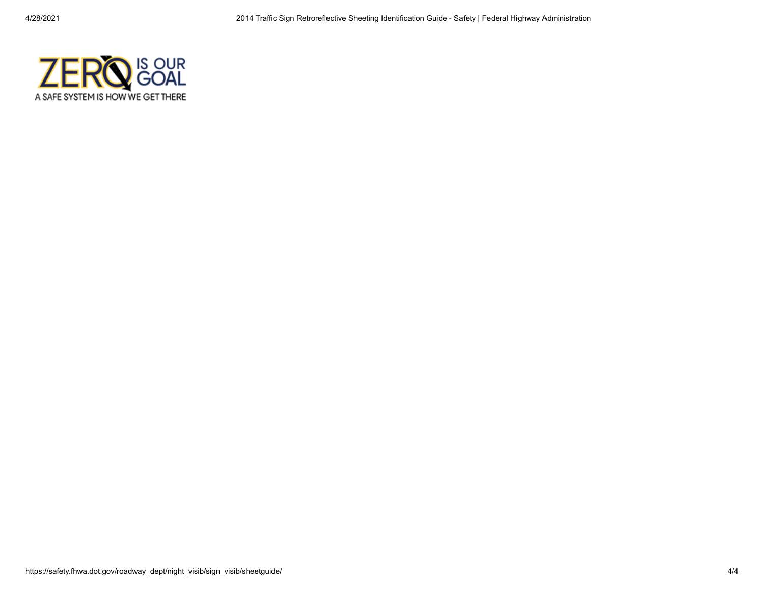ZERO IS OUR GOAL

A SAFE SYSTEM IS HOW WE GET THERE